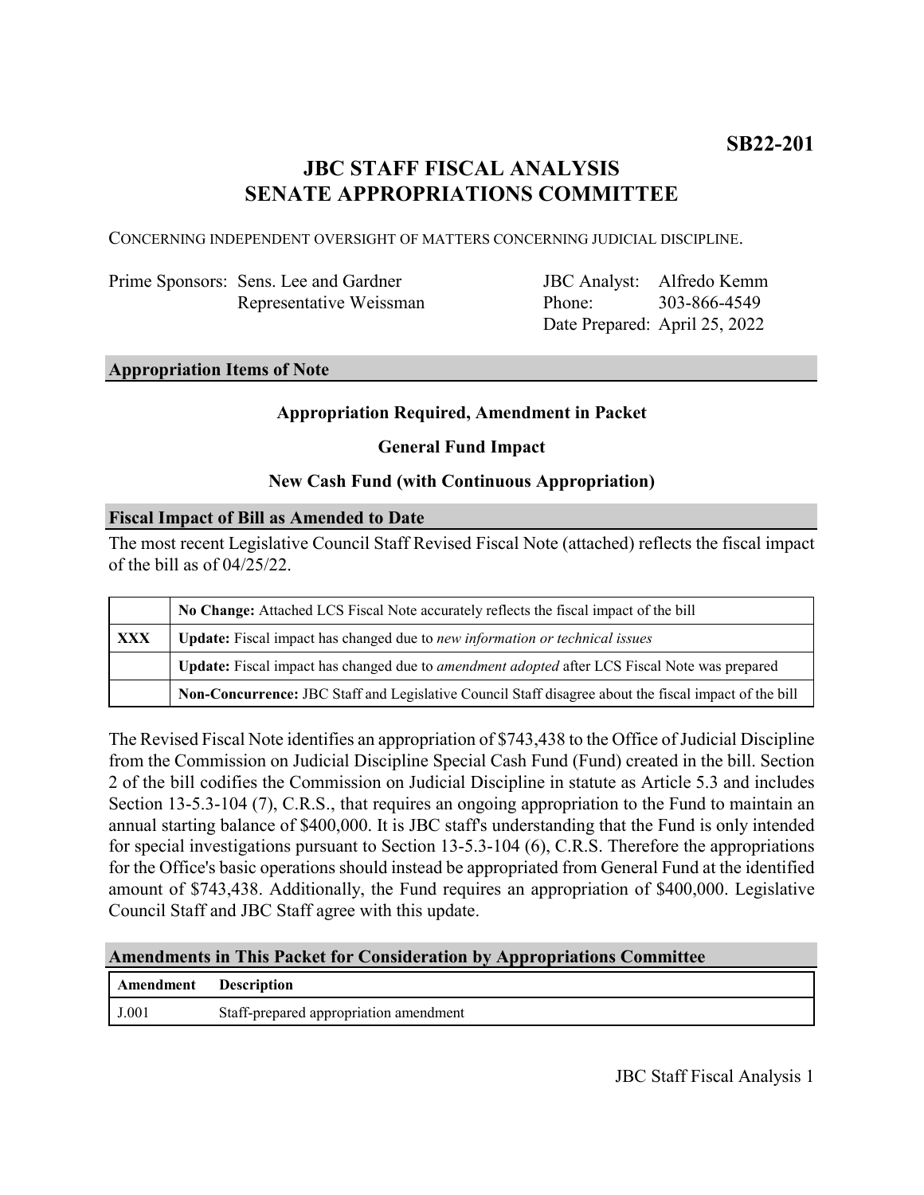**SB22-201**

# JBC STAFF FISCAL ANALYSIS
# SENATE APPROPRIATIONS COMMITTEE

CONCERNING INDEPENDENT OVERSIGHT OF MATTERS CONCERNING JUDICIAL DISCIPLINE.

| | | | |
|---|---|---|---|
| Prime Sponsors: | Sens. Lee and Gardner | JBC Analyst: | Alfredo Kemm |
| | Representative Weissman | Phone: | 303-866-4549 |
| | | Date Prepared: | April 25, 2022 |

## Appropriation Items of Note

**Appropriation Required, Amendment in Packet**

**General Fund Impact**

**New Cash Fund (with Continuous Appropriation)**

## Fiscal Impact of Bill as Amended to Date

The most recent Legislative Council Staff Revised Fiscal Note (attached) reflects the fiscal impact of the bill as of 04/25/22.

| | |
|---|---|
| | **No Change:** Attached LCS Fiscal Note accurately reflects the fiscal impact of the bill |
| **XXX** | **Update:** Fiscal impact has changed due to *new information or technical issues* |
| | **Update:** Fiscal impact has changed due to *amendment adopted* after LCS Fiscal Note was prepared |
| | **Non-Concurrence:** JBC Staff and Legislative Council Staff disagree about the fiscal impact of the bill |

The Revised Fiscal Note identifies an appropriation of $743,438 to the Office of Judicial Discipline from the Commission on Judicial Discipline Special Cash Fund (Fund) created in the bill. Section 2 of the bill codifies the Commission on Judicial Discipline in statute as Article 5.3 and includes Section 13-5.3-104 (7), C.R.S., that requires an ongoing appropriation to the Fund to maintain an annual starting balance of $400,000. It is JBC staff's understanding that the Fund is only intended for special investigations pursuant to Section 13-5.3-104 (6), C.R.S. Therefore the appropriations for the Office's basic operations should instead be appropriated from General Fund at the identified amount of $743,438. Additionally, the Fund requires an appropriation of $400,000. Legislative Council Staff and JBC Staff agree with this update.

## Amendments in This Packet for Consideration by Appropriations Committee

| Amendment | Description |
|---|---|
| J.001 | Staff-prepared appropriation amendment |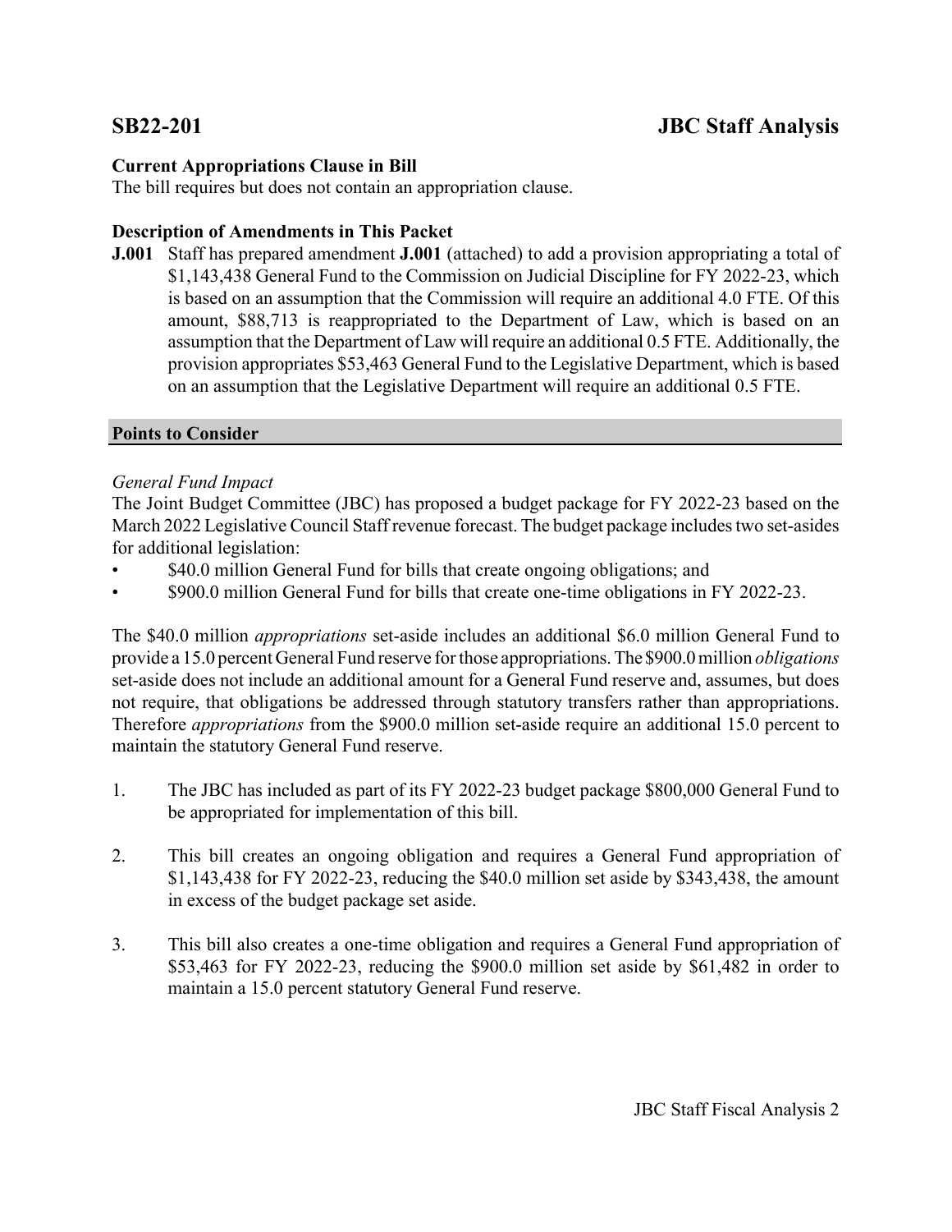## SB22-201 JBC Staff Analysis

**Current Appropriations Clause in Bill**
The bill requires but does not contain an appropriation clause.

**Description of Amendments in This Packet**

**J.001** Staff has prepared amendment **J.001** (attached) to add a provision appropriating a total of $1,143,438 General Fund to the Commission on Judicial Discipline for FY 2022-23, which is based on an assumption that the Commission will require an additional 4.0 FTE. Of this amount, $88,713 is reappropriated to the Department of Law, which is based on an assumption that the Department of Law will require an additional 0.5 FTE. Additionally, the provision appropriates $53,463 General Fund to the Legislative Department, which is based on an assumption that the Legislative Department will require an additional 0.5 FTE.

### Points to Consider

*General Fund Impact*
The Joint Budget Committee (JBC) has proposed a budget package for FY 2022-23 based on the March 2022 Legislative Council Staff revenue forecast. The budget package includes two set-asides for additional legislation:

- $40.0 million General Fund for bills that create ongoing obligations; and
- $900.0 million General Fund for bills that create one-time obligations in FY 2022-23.

The $40.0 million *appropriations* set-aside includes an additional $6.0 million General Fund to provide a 15.0 percent General Fund reserve for those appropriations. The $900.0 million *obligations* set-aside does not include an additional amount for a General Fund reserve and, assumes, but does not require, that obligations be addressed through statutory transfers rather than appropriations. Therefore *appropriations* from the $900.0 million set-aside require an additional 15.0 percent to maintain the statutory General Fund reserve.

1. The JBC has included as part of its FY 2022-23 budget package $800,000 General Fund to be appropriated for implementation of this bill.

2. This bill creates an ongoing obligation and requires a General Fund appropriation of $1,143,438 for FY 2022-23, reducing the $40.0 million set aside by $343,438, the amount in excess of the budget package set aside.

3. This bill also creates a one-time obligation and requires a General Fund appropriation of $53,463 for FY 2022-23, reducing the $900.0 million set aside by $61,482 in order to maintain a 15.0 percent statutory General Fund reserve.